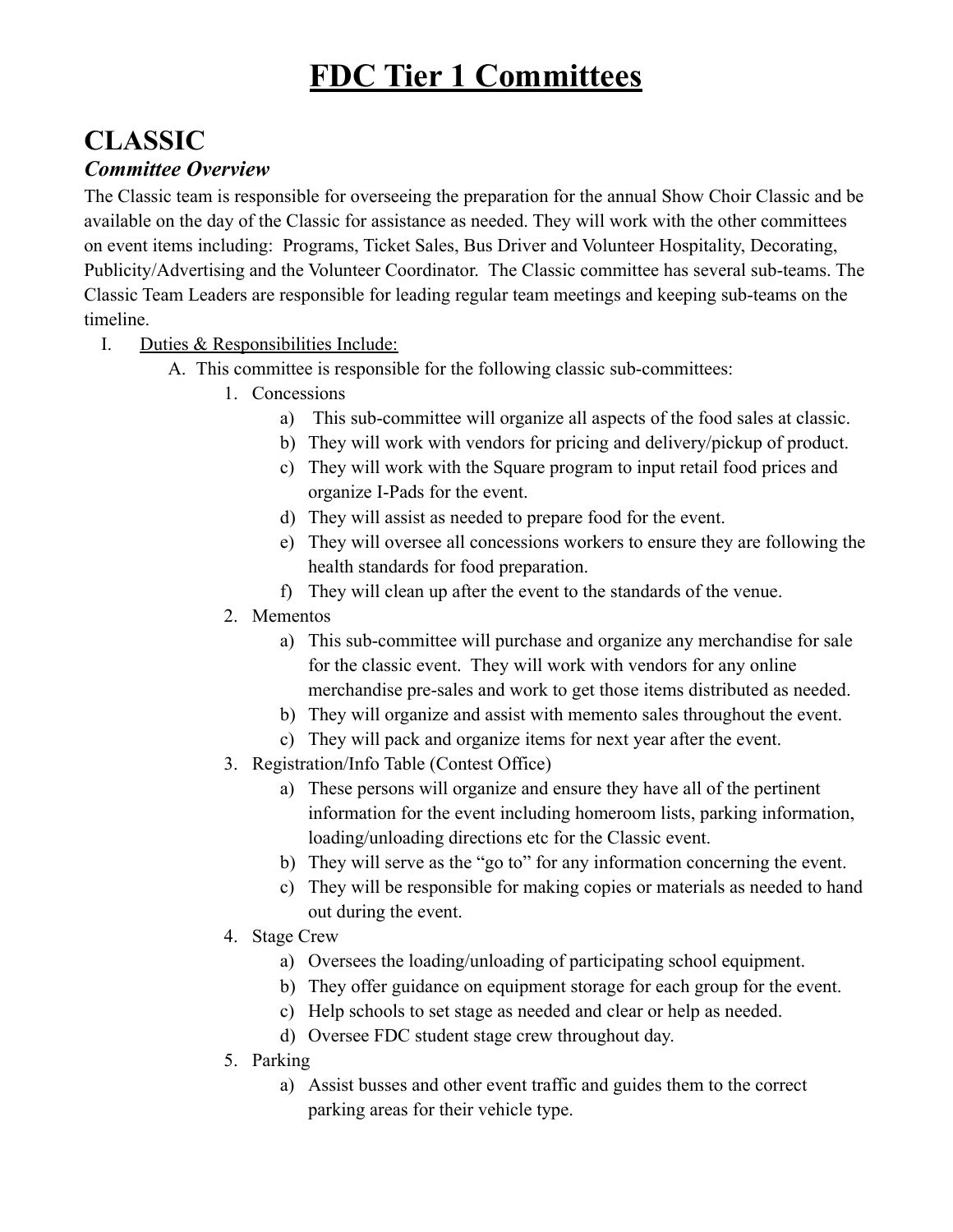# FDC Tier 1 Committees

## CLASSIC

### *Committee Overview*

The Classic team is responsible for overseeing the preparation for the annual Show Choir Classic and be available on the day of the Classic for assistance as needed. They will work with the other committees on event items including: Programs, Ticket Sales, Bus Driver and Volunteer Hospitality, Decorating, Publicity/Advertising and the Volunteer Coordinator. The Classic committee has several sub-teams. The Classic Team Leaders are responsible for leading regular team meetings and keeping sub-teams on the timeline.

I. Duties & Responsibilities Include:
   - A. This committee is responsible for the following classic sub-committees:
     1. Concessions
        - a) This sub-committee will organize all aspects of the food sales at classic.
        - b) They will work with vendors for pricing and delivery/pickup of product.
        - c) They will work with the Square program to input retail food prices and organize I-Pads for the event.
        - d) They will assist as needed to prepare food for the event.
        - e) They will oversee all concessions workers to ensure they are following the health standards for food preparation.
        - f) They will clean up after the event to the standards of the venue.
     2. Mementos
        - a) This sub-committee will purchase and organize any merchandise for sale for the classic event. They will work with vendors for any online merchandise pre-sales and work to get those items distributed as needed.
        - b) They will organize and assist with memento sales throughout the event.
        - c) They will pack and organize items for next year after the event.
     3. Registration/Info Table (Contest Office)
        - a) These persons will organize and ensure they have all of the pertinent information for the event including homeroom lists, parking information, loading/unloading directions etc for the Classic event.
        - b) They will serve as the "go to" for any information concerning the event.
        - c) They will be responsible for making copies or materials as needed to hand out during the event.
     4. Stage Crew
        - a) Oversees the loading/unloading of participating school equipment.
        - b) They offer guidance on equipment storage for each group for the event.
        - c) Help schools to set stage as needed and clear or help as needed.
        - d) Oversee FDC student stage crew throughout day.
     5. Parking
        - a) Assist busses and other event traffic and guides them to the correct parking areas for their vehicle type.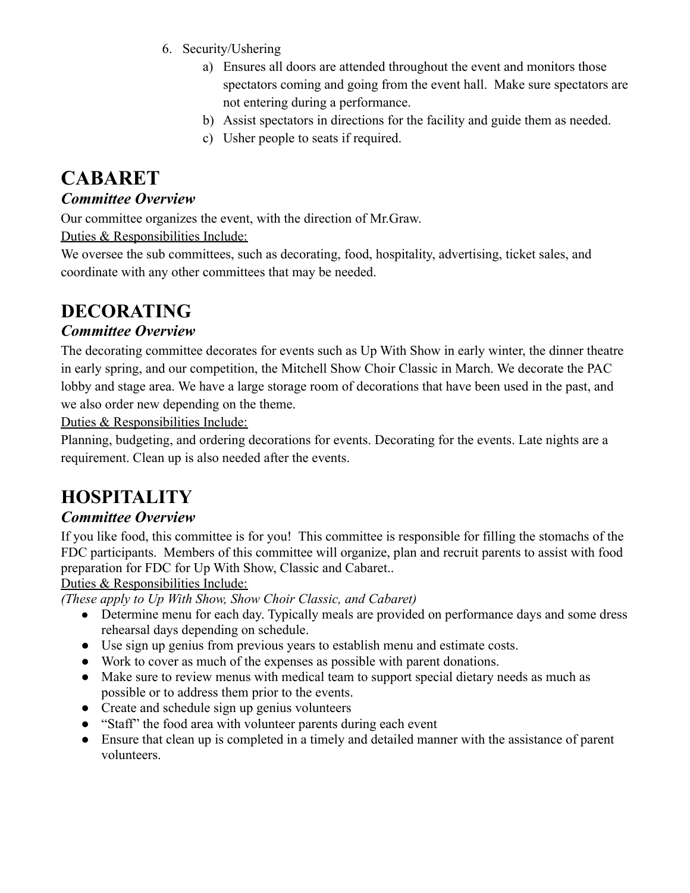6. Security/Ushering
    a) Ensures all doors are attended throughout the event and monitors those spectators coming and going from the event hall. Make sure spectators are not entering during a performance.
    b) Assist spectators in directions for the facility and guide them as needed.
    c) Usher people to seats if required.

# CABARET

### *Committee Overview*

Our committee organizes the event, with the direction of Mr.Graw.

Duties & Responsibilities Include:

We oversee the sub committees, such as decorating, food, hospitality, advertising, ticket sales, and coordinate with any other committees that may be needed.

# DECORATING

### *Committee Overview*

The decorating committee decorates for events such as Up With Show in early winter, the dinner theatre in early spring, and our competition, the Mitchell Show Choir Classic in March. We decorate the PAC lobby and stage area. We have a large storage room of decorations that have been used in the past, and we also order new depending on the theme.

Duties & Responsibilities Include:

Planning, budgeting, and ordering decorations for events. Decorating for the events. Late nights are a requirement. Clean up is also needed after the events.

# HOSPITALITY

### *Committee Overview*

If you like food, this committee is for you! This committee is responsible for filling the stomachs of the FDC participants. Members of this committee will organize, plan and recruit parents to assist with food preparation for FDC for Up With Show, Classic and Cabaret..

Duties & Responsibilities Include:

*(These apply to Up With Show, Show Choir Classic, and Cabaret)*

- Determine menu for each day. Typically meals are provided on performance days and some dress rehearsal days depending on schedule.
- Use sign up genius from previous years to establish menu and estimate costs.
- Work to cover as much of the expenses as possible with parent donations.
- Make sure to review menus with medical team to support special dietary needs as much as possible or to address them prior to the events.
- Create and schedule sign up genius volunteers
- "Staff" the food area with volunteer parents during each event
- Ensure that clean up is completed in a timely and detailed manner with the assistance of parent volunteers.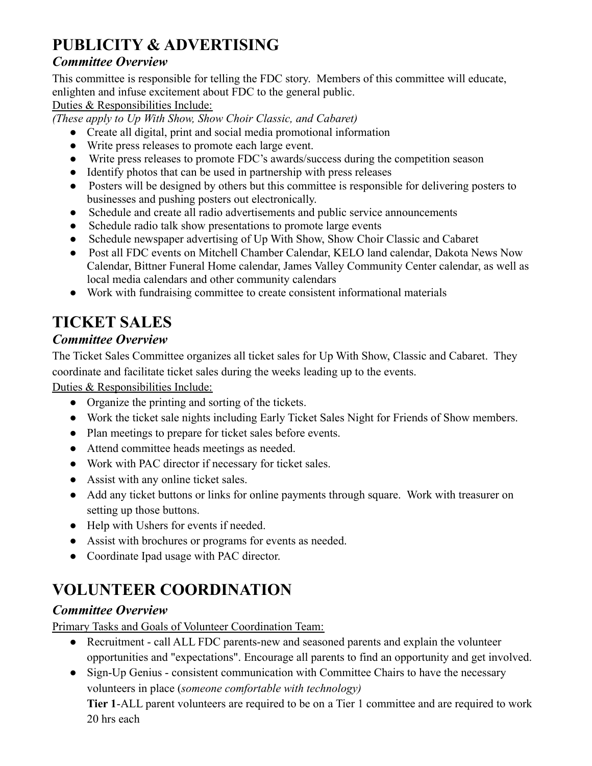## PUBLICITY & ADVERTISING

### *Committee Overview*

This committee is responsible for telling the FDC story. Members of this committee will educate, enlighten and infuse excitement about FDC to the general public.

Duties & Responsibilities Include:

*(These apply to Up With Show, Show Choir Classic, and Cabaret)*

- Create all digital, print and social media promotional information
- Write press releases to promote each large event.
- Write press releases to promote FDC's awards/success during the competition season
- Identify photos that can be used in partnership with press releases
- Posters will be designed by others but this committee is responsible for delivering posters to businesses and pushing posters out electronically.
- Schedule and create all radio advertisements and public service announcements
- Schedule radio talk show presentations to promote large events
- Schedule newspaper advertising of Up With Show, Show Choir Classic and Cabaret
- Post all FDC events on Mitchell Chamber Calendar, KELO land calendar, Dakota News Now Calendar, Bittner Funeral Home calendar, James Valley Community Center calendar, as well as local media calendars and other community calendars
- Work with fundraising committee to create consistent informational materials

## TICKET SALES

### *Committee Overview*

The Ticket Sales Committee organizes all ticket sales for Up With Show, Classic and Cabaret. They coordinate and facilitate ticket sales during the weeks leading up to the events.

Duties & Responsibilities Include:

- Organize the printing and sorting of the tickets.
- Work the ticket sale nights including Early Ticket Sales Night for Friends of Show members.
- Plan meetings to prepare for ticket sales before events.
- Attend committee heads meetings as needed.
- Work with PAC director if necessary for ticket sales.
- Assist with any online ticket sales.
- Add any ticket buttons or links for online payments through square. Work with treasurer on setting up those buttons.
- Help with Ushers for events if needed.
- Assist with brochures or programs for events as needed.
- Coordinate Ipad usage with PAC director.

## VOLUNTEER COORDINATION

### *Committee Overview*

Primary Tasks and Goals of Volunteer Coordination Team:

- Recruitment - call ALL FDC parents-new and seasoned parents and explain the volunteer opportunities and "expectations". Encourage all parents to find an opportunity and get involved.
- Sign-Up Genius - consistent communication with Committee Chairs to have the necessary volunteers in place (*someone comfortable with technology)*

  **Tier 1**-ALL parent volunteers are required to be on a Tier 1 committee and are required to work 20 hrs each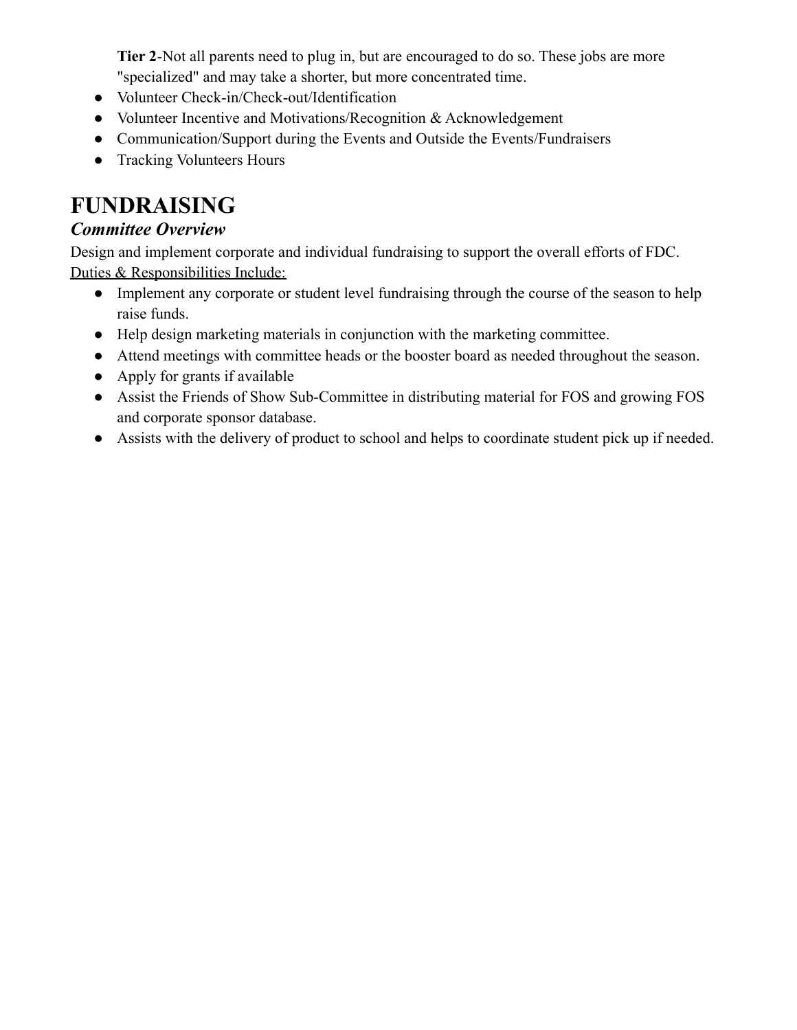**Tier 2**-Not all parents need to plug in, but are encouraged to do so. These jobs are more "specialized" and may take a shorter, but more concentrated time.

- Volunteer Check-in/Check-out/Identification
- Volunteer Incentive and Motivations/Recognition & Acknowledgement
- Communication/Support during the Events and Outside the Events/Fundraisers
- Tracking Volunteers Hours

# FUNDRAISING

### *Committee Overview*

Design and implement corporate and individual fundraising to support the overall efforts of FDC.

<u>Duties & Responsibilities Include:</u>

- Implement any corporate or student level fundraising through the course of the season to help raise funds.
- Help design marketing materials in conjunction with the marketing committee.
- Attend meetings with committee heads or the booster board as needed throughout the season.
- Apply for grants if available
- Assist the Friends of Show Sub-Committee in distributing material for FOS and growing FOS and corporate sponsor database.
- Assists with the delivery of product to school and helps to coordinate student pick up if needed.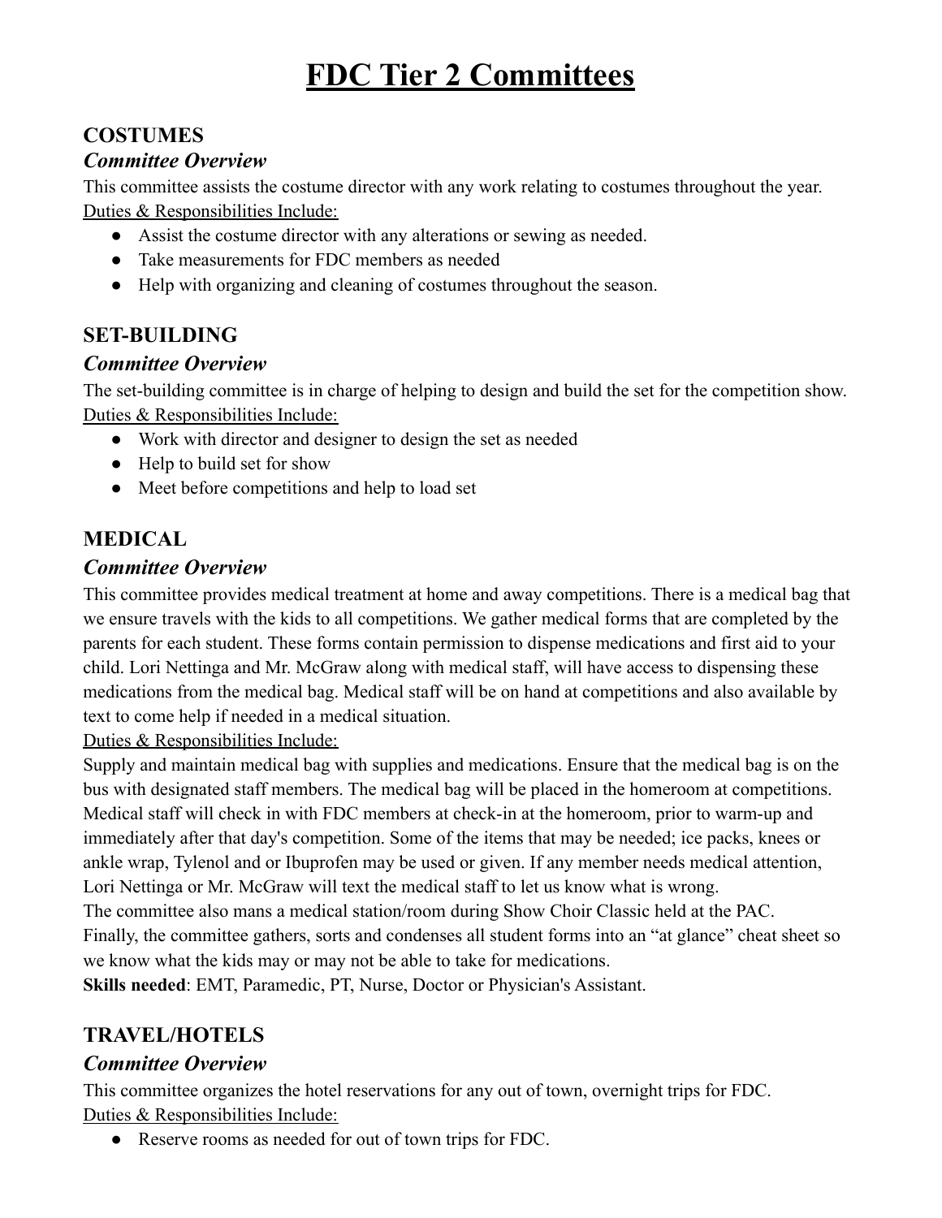# FDC Tier 2 Committees

## COSTUMES

### *Committee Overview*

This committee assists the costume director with any work relating to costumes throughout the year.

Duties & Responsibilities Include:

- Assist the costume director with any alterations or sewing as needed.
- Take measurements for FDC members as needed
- Help with organizing and cleaning of costumes throughout the season.

## SET-BUILDING

### *Committee Overview*

The set-building committee is in charge of helping to design and build the set for the competition show.

Duties & Responsibilities Include:

- Work with director and designer to design the set as needed
- Help to build set for show
- Meet before competitions and help to load set

## MEDICAL

### *Committee Overview*

This committee provides medical treatment at home and away competitions. There is a medical bag that we ensure travels with the kids to all competitions. We gather medical forms that are completed by the parents for each student. These forms contain permission to dispense medications and first aid to your child. Lori Nettinga and Mr. McGraw along with medical staff, will have access to dispensing these medications from the medical bag. Medical staff will be on hand at competitions and also available by text to come help if needed in a medical situation.

Duties & Responsibilities Include:

Supply and maintain medical bag with supplies and medications. Ensure that the medical bag is on the bus with designated staff members. The medical bag will be placed in the homeroom at competitions. Medical staff will check in with FDC members at check-in at the homeroom, prior to warm-up and immediately after that day's competition. Some of the items that may be needed; ice packs, knees or ankle wrap, Tylenol and or Ibuprofen may be used or given. If any member needs medical attention, Lori Nettinga or Mr. McGraw will text the medical staff to let us know what is wrong.

The committee also mans a medical station/room during Show Choir Classic held at the PAC.

Finally, the committee gathers, sorts and condenses all student forms into an "at glance" cheat sheet so we know what the kids may or may not be able to take for medications.

**Skills needed**: EMT, Paramedic, PT, Nurse, Doctor or Physician's Assistant.

## TRAVEL/HOTELS

### *Committee Overview*

This committee organizes the hotel reservations for any out of town, overnight trips for FDC.

Duties & Responsibilities Include:

- Reserve rooms as needed for out of town trips for FDC.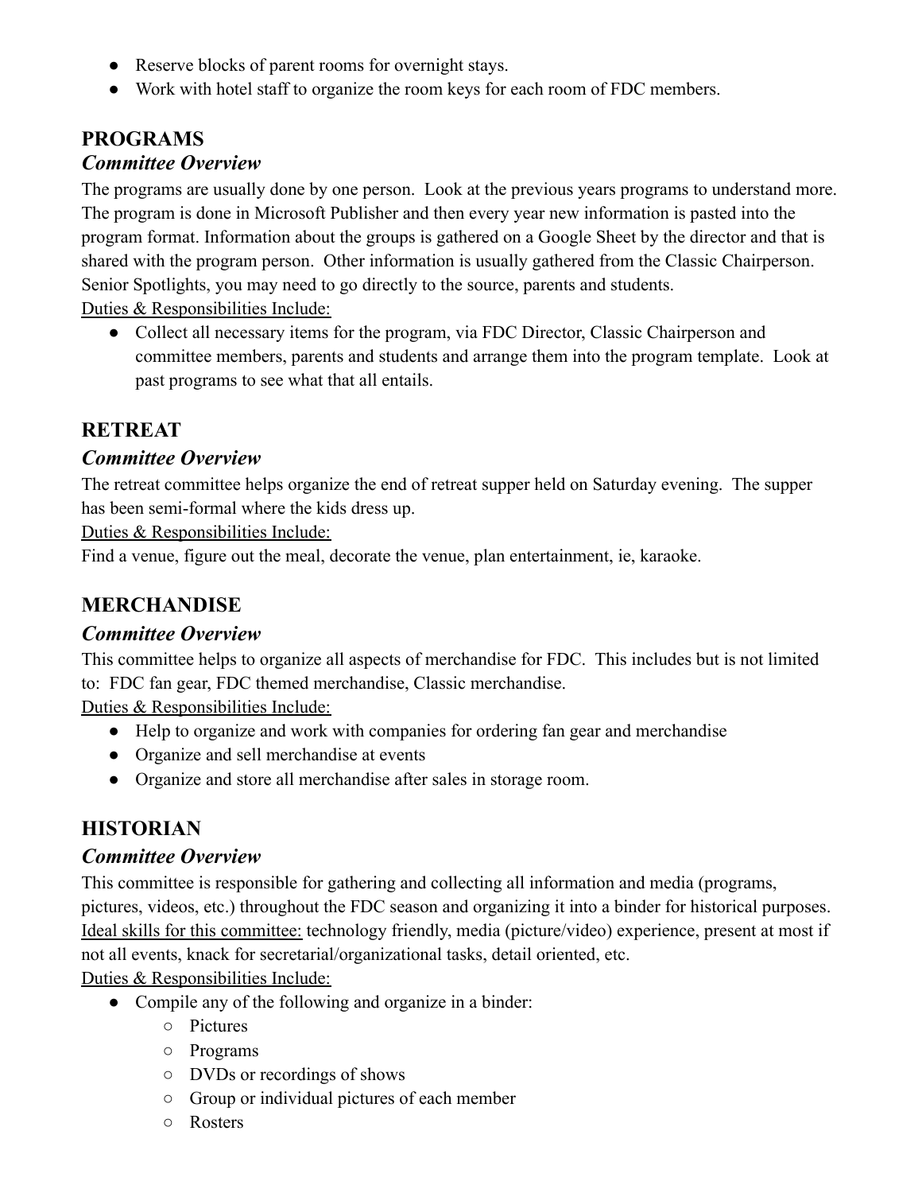- Reserve blocks of parent rooms for overnight stays.
- Work with hotel staff to organize the room keys for each room of FDC members.

## PROGRAMS

### *Committee Overview*

The programs are usually done by one person. Look at the previous years programs to understand more. The program is done in Microsoft Publisher and then every year new information is pasted into the program format. Information about the groups is gathered on a Google Sheet by the director and that is shared with the program person. Other information is usually gathered from the Classic Chairperson. Senior Spotlights, you may need to go directly to the source, parents and students.

<u>Duties & Responsibilities Include:</u>

- Collect all necessary items for the program, via FDC Director, Classic Chairperson and committee members, parents and students and arrange them into the program template. Look at past programs to see what that all entails.

## RETREAT

### *Committee Overview*

The retreat committee helps organize the end of retreat supper held on Saturday evening. The supper has been semi-formal where the kids dress up.

<u>Duties & Responsibilities Include:</u>

Find a venue, figure out the meal, decorate the venue, plan entertainment, ie, karaoke.

## MERCHANDISE

### *Committee Overview*

This committee helps to organize all aspects of merchandise for FDC. This includes but is not limited to: FDC fan gear, FDC themed merchandise, Classic merchandise.

<u>Duties & Responsibilities Include:</u>

- Help to organize and work with companies for ordering fan gear and merchandise
- Organize and sell merchandise at events
- Organize and store all merchandise after sales in storage room.

## HISTORIAN

### *Committee Overview*

This committee is responsible for gathering and collecting all information and media (programs, pictures, videos, etc.) throughout the FDC season and organizing it into a binder for historical purposes.

<u>Ideal skills for this committee:</u> technology friendly, media (picture/video) experience, present at most if not all events, knack for secretarial/organizational tasks, detail oriented, etc.

<u>Duties & Responsibilities Include:</u>

- Compile any of the following and organize in a binder:
  - Pictures
  - Programs
  - DVDs or recordings of shows
  - Group or individual pictures of each member
  - Rosters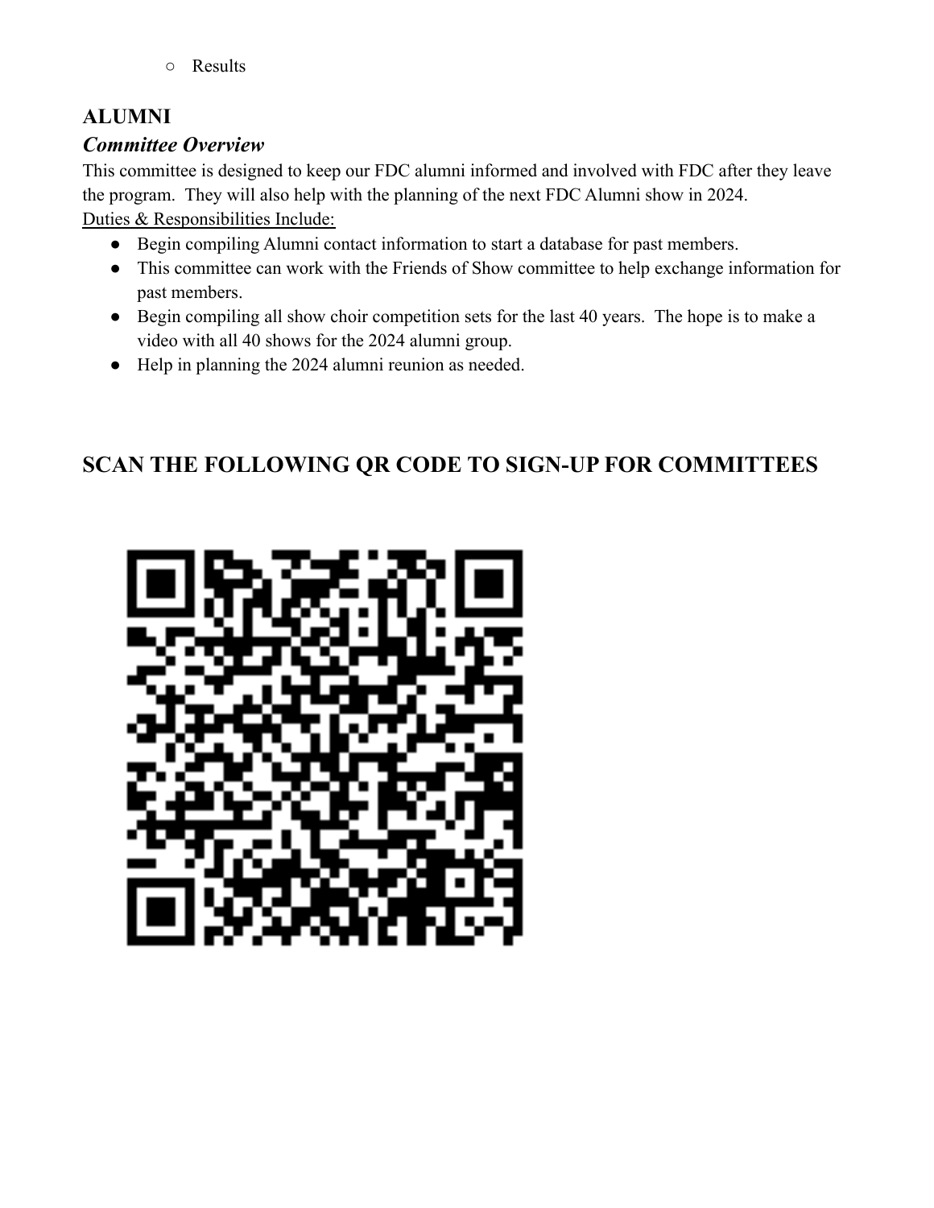- Results

## ALUMNI

### *Committee Overview*

This committee is designed to keep our FDC alumni informed and involved with FDC after they leave the program. They will also help with the planning of the next FDC Alumni show in 2024.

Duties & Responsibilities Include:

- Begin compiling Alumni contact information to start a database for past members.
- This committee can work with the Friends of Show committee to help exchange information for past members.
- Begin compiling all show choir competition sets for the last 40 years. The hope is to make a video with all 40 shows for the 2024 alumni group.
- Help in planning the 2024 alumni reunion as needed.

## SCAN THE FOLLOWING QR CODE TO SIGN-UP FOR COMMITTEES